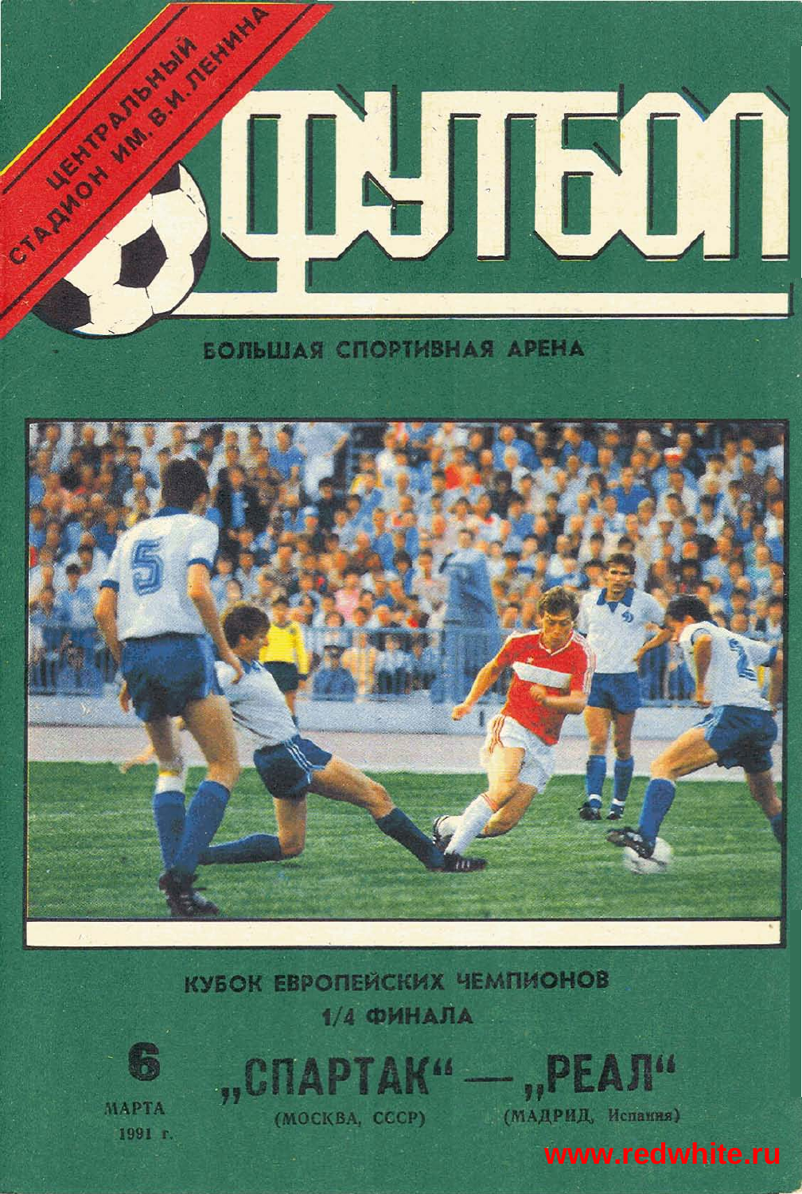ЦЕНТРАЛЬНЫЙ СТАДИОН ИМ. В.И. ЛЕНИНА

# ФУТБОЛ

БОЛЬШАЯ СПОРТИВНАЯ АРЕНА

КУБОК ЕВРОПЕЙСКИХ ЧЕМПИОНОВ

1/4 ФИНАЛА

6 МАРТА 1991 г.

## „СПАРТАК“ — „РЕАЛ“

(МОСКВА, СССР) — (МАДРИД, Испания)

www.redwhite.ru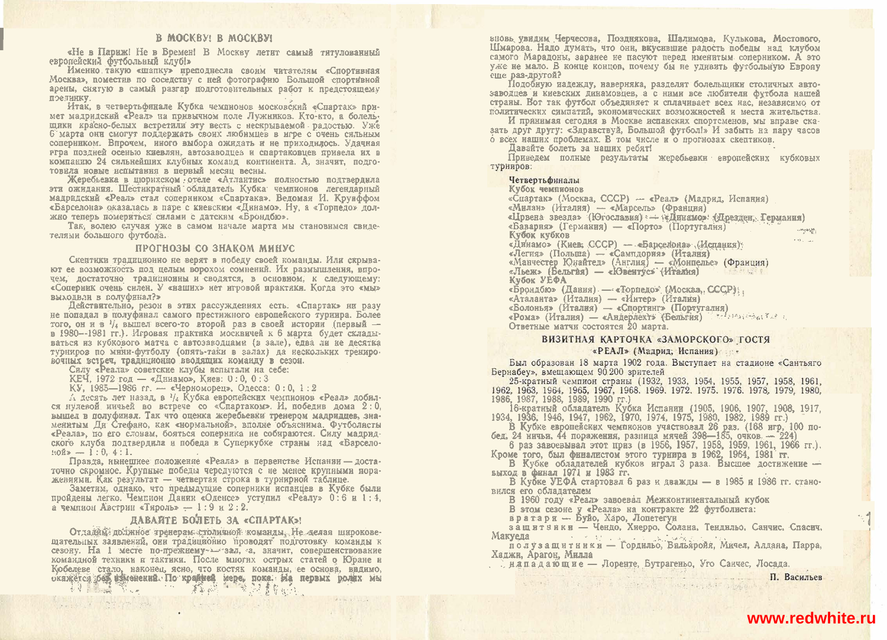## В МОСКВУ! В МОСКВУ!

«Не в Париж! Не в Бремен! В Москву летит самый титулованный европейский футбольный клуб!»

Именно такую «шапку» преподнесла своим читателям «Спортивная Москва», поместив по соседству с ней фотографию Большой спортивной арены, снятую в самый разгар подготовительных работ к предстоящему поединку.

Итак, в четвертьфинале Кубка чемпионов московский «Спартак» примет мадридский «Реал» на привычном поле Лужников. Кто-то, а болельщики красно-белых встретили эту весть с нескрываемой радостью. Уже 6 марта они смогут поддержать своих любимцев в игре с очень сильным соперником. Впрочем, иного выбора ожидать и не приходилось. Удачная игра поздней осенью киевлян, автозаводцев и спартаковцев привела их в компанию 24 сильнейших клубных команд континента. А, значит, подготовила новые испытания в первый месяц весны.

Жеребьевка в цюрихском отеле «Атлантис» полностью подтвердила эти ожидания. Шестикратный обладатель Кубка чемпионов легендарный мадридский «Реал» стал соперником «Спартака». Ведомая И. Кройффом «Барселона» оказалась в паре с киевским «Динамо». Ну, а «Торпедо» должно теперь помериться силами с датским «Брондбю».

Так, волею случая уже в самом начале марта мы становимся свидетелями большого футбола.

## ПРОГНОЗЫ СО ЗНАКОМ МИНУС

Скептики традиционно не верят в победу своей команды. Или скрывают ее возможность под целым ворохом сомнений. Их размышления, впрочем, достаточно традиционны и сводятся, в основном, к следующему: «Соперник очень силен. У «наших» нет игровой практики. Когда это «мы» выходили в полуфинал?»

Действительно, резон в этих рассуждениях есть. «Спартак» ни разу не попадал в полуфинал самого престижного европейского турнира. Более того, он и в 1/4 вышел всего-то второй раз в своей истории (первый — в 1980—1981 гг.). Игровая практика москвичей к 6 марта будет складываться из кубкового матча с автозаводцами (в зале), едва ли не десятка турниров по мини-футболу (опять-таки в залах) да нескольких тренировочных встреч, традиционно вводящих команду в сезон.

Силу «Реала» советские клубы испытали на себе:

КЕЧ, 1972 год — «Динамо», Киев: 0 : 0, 0 : 3

КУ, 1985—1986 гг. — «Черноморец», Одесса: 0 : 0, 1 : 2

А десять лет назад, в 1/4 Кубка европейских чемпионов «Реал» добился нулевой ничьей во встрече со «Спартаком». И, победив дома 2 : 0, вышел в полуфинал. Так что оценка жеребьевки тренером мадридцев, знаменитым Ди Стефано, как «нормальной», вполне объяснима. Футболисты «Реала», по его словам, бояться соперника не собираются. Силу мадридского клуба подтвердила и победа в Суперкубке страны над «Барселоной» — 1 : 0, 4 : 1.

Правда, нынешнее положение «Реала» в первенстве Испании — достаточно скромное. Крупные победы чередуются с не менее крупными поражениями. Как результат — четвертая строка в турнирной таблице.

Заметим, однако, что предыдущие соперники испанцев в Кубке были пройдены легко. Чемпион Дании «Оденсе» уступил «Реалу» 0 : 6 и 1 : 4, а чемпион Австрии «Тироль» — 1 : 9 и 2 : 2.

## ДАВАЙТЕ БОЛЕТЬ ЗА «СПАРТАК»!

Отдадим должное тренерам столичной команды. Не делая широковещательных заявлений, они традиционно проводят подготовку команды к сезону. На 1 месте по-прежнему — зал, а, значит, совершенствование командной техники и тактики. После многих острых статей о Юране и Кобелеве стало, наконец, ясно, что костяк команды, ее основа, видимо, окажется без изменений. По крайней мере, пока. На первых ролях мы вновь увидим Черчесова, Позднякова, Шалимова, Кулькова, Мостового, Шмарова. Надо думать, что они, вкусившие радость победы над клубом самого Марадоны, заранее не пасуют перед именитым соперником. А это уже не мало. В конце концов, почему бы не удивить футбольную Европу еще раз-другой?

Подобную надежду, наверняка, разделят болельщики столичных автозаводцев и киевских динамовцев, а с ними все любители футбола нашей страны. Вот так футбол объединяет и сплачивает всех нас, независимо от политических симпатий, экономических возможностей и места жительства.

И принимая сегодня в Москве испанских спортсменов, мы вправе сказать друг другу: «Здравствуй, Большой футбол!» И забыть на пару часов о всех наших проблемах. В том числе и о прогнозах скептиков.

Давайте болеть за наших ребят!

Приведем полные результаты жеребьевки европейских кубковых турниров:

**Четвертьфиналы**

**Кубок чемпионов**

«Спартак» (Москва, СССР) — «Реал» (Мадрид, Испания)
«Милан» (Италия) — «Марсель» (Франция)
«Црвена звезда» (Югославия) — «Динамо» (Дрезден, Германия)
«Бавария» (Германия) — «Порто» (Португалия)

**Кубок кубков**

«Динамо» (Киев, СССР) — «Барселона» (Испания)
«Легия» (Польша) — «Сампдория» (Италия)
«Манчестер Юнайтед» (Англия) — «Монпелье» (Франция)
«Льеж» (Бельгия) — «Ювентус» (Италия)

**Кубок УЕФА**

«Брондбю» (Дания) — «Торпедо» (Москва, СССР)
«Аталанта» (Италия) — «Интер» (Италия)
«Болонья» (Италия) — «Спортинг» (Португалия)
«Рома» (Италия) — «Андерлехт» (Бельгия)

Ответные матчи состоятся 20 марта.

## ВИЗИТНАЯ КАРТОЧКА «ЗАМОРСКОГО» ГОСТЯ

### «РЕАЛ» (Мадрид, Испания)

Был образован 18 марта 1902 года. Выступает на стадионе «Сантьяго Бернабеу», вмещающем 90 200 зрителей

25-кратный чемпион страны (1932, 1933, 1954, 1955, 1957, 1958, 1961, 1962, 1963, 1964, 1965, 1967, 1968, 1969, 1972, 1975, 1976, 1978, 1979, 1980, 1986, 1987, 1988, 1989, 1990 гг.)

16-кратный обладатель Кубка Испании (1905, 1906, 1907, 1908, 1917, 1934, 1936, 1946, 1947, 1962, 1970, 1974, 1975, 1980, 1982, 1989 гг.)

В Кубке европейских чемпионов участвовал 26 раз. (168 игр, 100 побед, 24 ничьи, 44 поражения, разница мячей 398—185, очков — 224)

6 раз завоевывал этот приз (в 1956, 1957, 1958, 1959, 1961, 1966 гг.). Кроме того, был финалистом этого турнира в 1962, 1964, 1981 гг.

В Кубке обладателей кубков играл 3 раза. Высшее достижение — выход в финал 1971 и 1983 гг.

В Кубке УЕФА стартовал 6 раз и дважды — в 1985 и 1986 гг. становился его обладателем

В 1960 году «Реал» завоевал Межконтинентальный кубок

В этом сезоне у «Реала» на контракте 22 футболиста:

вратари — Буйо, Харо, Лопетегуи

защитники — Чендо, Хиерро, Солана, Тендильо, Санчис, Спасич, Макуеда

полузащитники — Гордильо, Вальверде, Мичел, Алдана, Парра, Хаджи, Арагон, Милла

нападающие — Лоренте, Бутрагеньо, Уго Санчес, Лосада.

П. Васильев